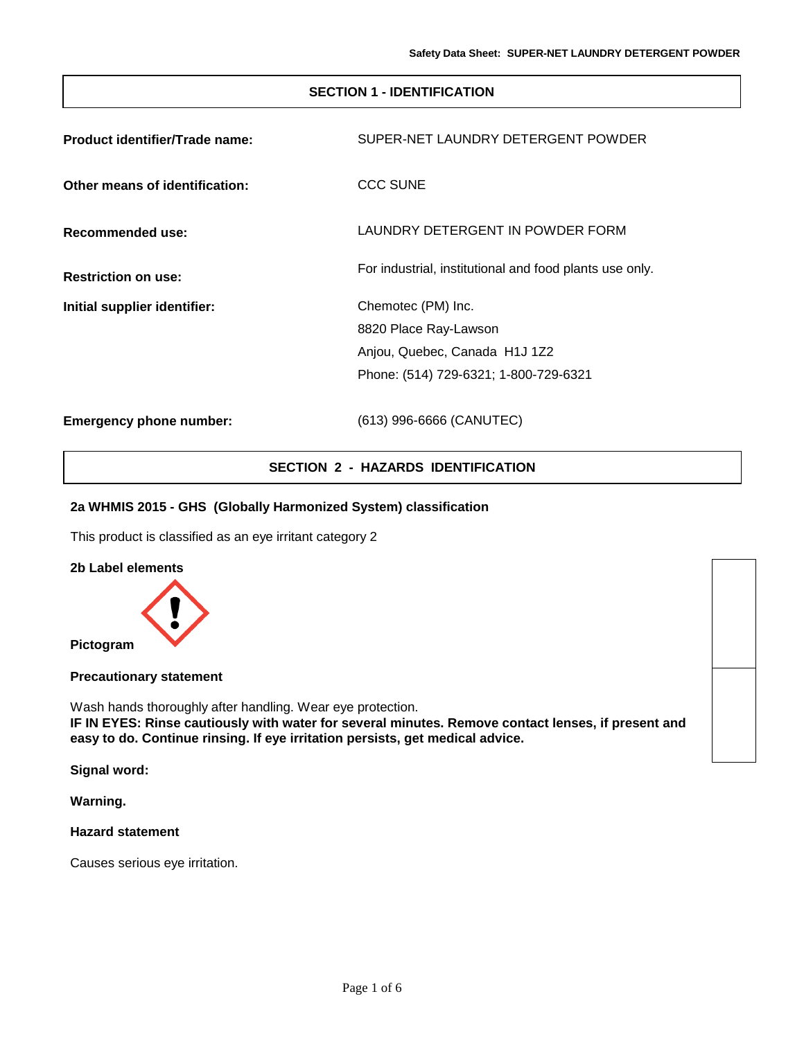## SECTION 1 - IDENTIFICATION

**Product identifier/Trade name:** SUPER-NET LAUNDRY DETERGENT POWDER

**Other means of identification:** CCC SUNE

**Recommended use:** LAUNDRY DETERGENT IN POWDER FORM

**Restriction on use:** For industrial, institutional and food plants use only.

**Initial supplier identifier:** Chemotec (PM) Inc.
8820 Place Ray-Lawson
Anjou, Quebec, Canada H1J 1Z2
Phone: (514) 729-6321; 1-800-729-6321

**Emergency phone number:** (613) 996-6666 (CANUTEC)

## SECTION 2 - HAZARDS IDENTIFICATION

### 2a WHMIS 2015 - GHS (Globally Harmonized System) classification

This product is classified as an eye irritant category 2

### 2b Label elements

**Pictogram**

**Precautionary statement**

Wash hands thoroughly after handling. Wear eye protection.
**IF IN EYES: Rinse cautiously with water for several minutes. Remove contact lenses, if present and easy to do. Continue rinsing. If eye irritation persists, get medical advice.**

**Signal word:**

**Warning.**

**Hazard statement**

Causes serious eye irritation.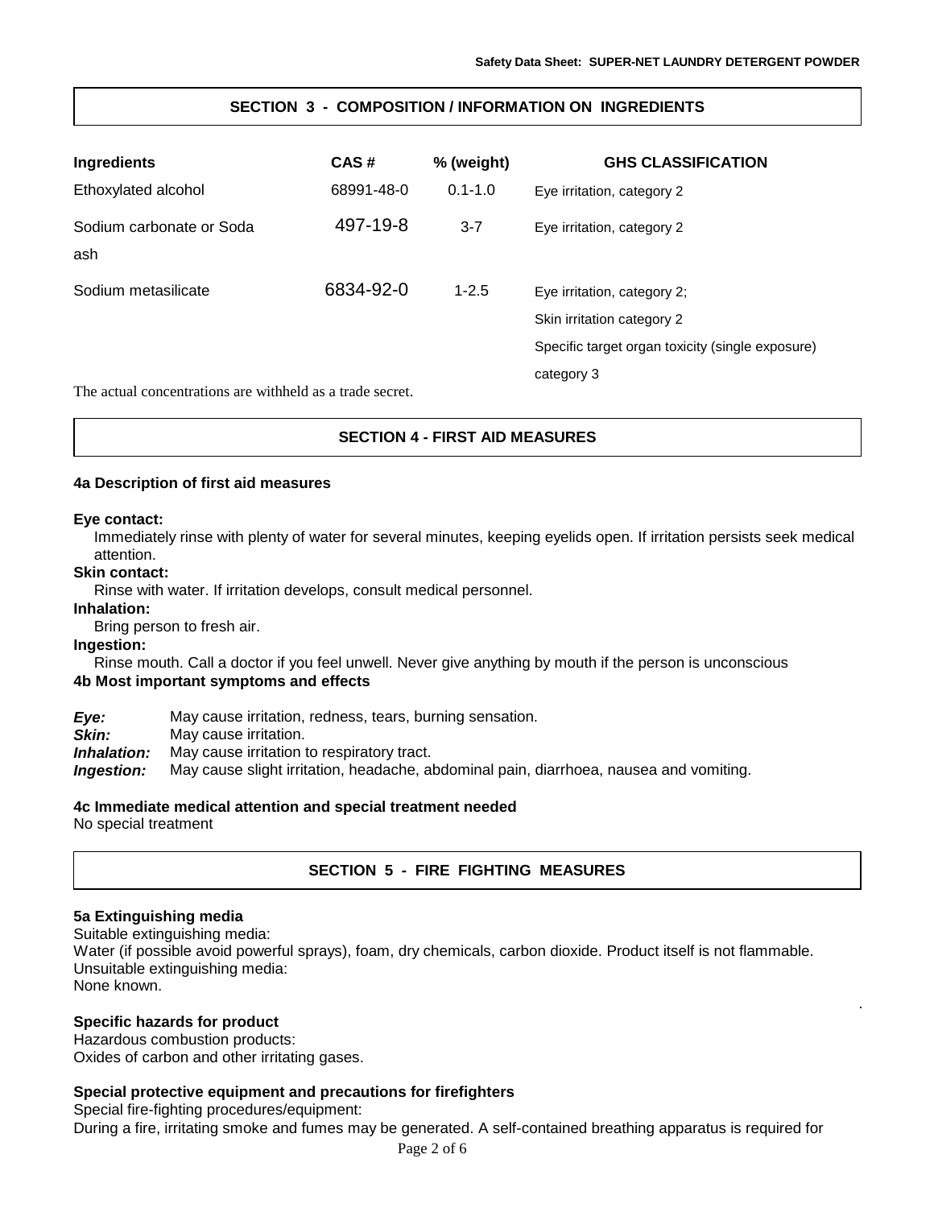## SECTION 3 - COMPOSITION / INFORMATION ON INGREDIENTS

| Ingredients | CAS # | % (weight) | GHS CLASSIFICATION |
|---|---|---|---|
| Ethoxylated alcohol | 68991-48-0 | 0.1-1.0 | Eye irritation, category 2 |
| Sodium carbonate or Soda ash | 497-19-8 | 3-7 | Eye irritation, category 2 |
| Sodium metasilicate | 6834-92-0 | 1-2.5 | Eye irritation, category 2; Skin irritation category 2 Specific target organ toxicity (single exposure) category 3 |

The actual concentrations are withheld as a trade secret.

## SECTION 4 - FIRST AID MEASURES

### 4a Description of first aid measures

**Eye contact:**
Immediately rinse with plenty of water for several minutes, keeping eyelids open. If irritation persists seek medical attention.

**Skin contact:**
Rinse with water. If irritation develops, consult medical personnel.

**Inhalation:**
Bring person to fresh air.

**Ingestion:**
Rinse mouth. Call a doctor if you feel unwell. Never give anything by mouth if the person is unconscious

### 4b Most important symptoms and effects

***Eye:*** May cause irritation, redness, tears, burning sensation.
***Skin:*** May cause irritation.
***Inhalation:*** May cause irritation to respiratory tract.
***Ingestion:*** May cause slight irritation, headache, abdominal pain, diarrhoea, nausea and vomiting.

### 4c Immediate medical attention and special treatment needed

No special treatment

## SECTION 5 - FIRE FIGHTING MEASURES

### 5a Extinguishing media

Suitable extinguishing media:
Water (if possible avoid powerful sprays), foam, dry chemicals, carbon dioxide. Product itself is not flammable.
Unsuitable extinguishing media:
None known.

### Specific hazards for product

Hazardous combustion products:
Oxides of carbon and other irritating gases.

### Special protective equipment and precautions for firefighters

Special fire-fighting procedures/equipment:
During a fire, irritating smoke and fumes may be generated. A self-contained breathing apparatus is required for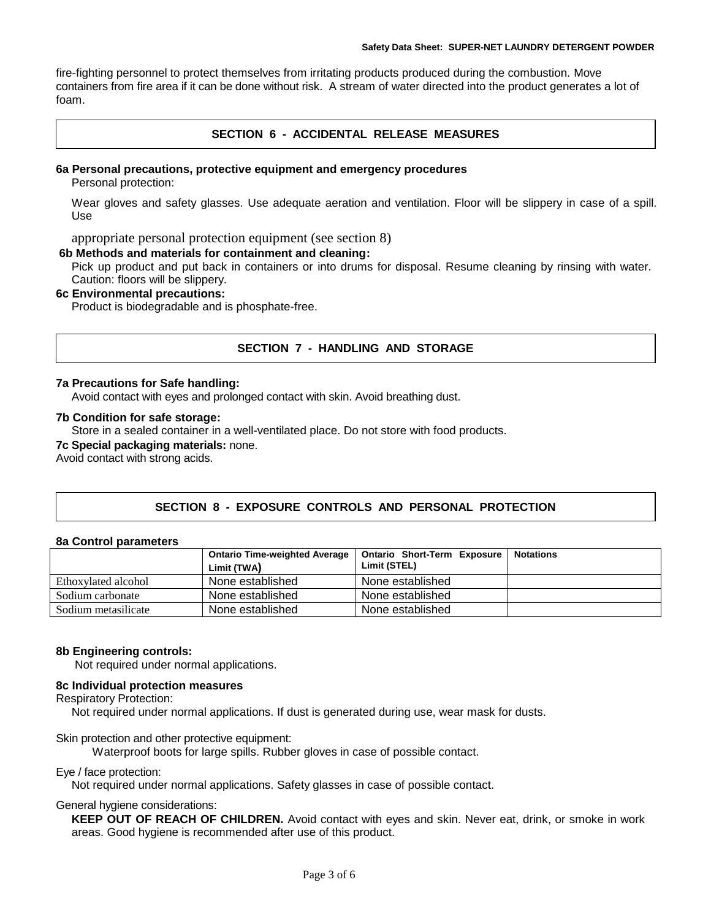fire-fighting personnel to protect themselves from irritating products produced during the combustion. Move containers from fire area if it can be done without risk. A stream of water directed into the product generates a lot of foam.

## SECTION 6 - ACCIDENTAL RELEASE MEASURES

**6a Personal precautions, protective equipment and emergency procedures**

Personal protection:

Wear gloves and safety glasses. Use adequate aeration and ventilation. Floor will be slippery in case of a spill. Use

appropriate personal protection equipment (see section 8)

**6b Methods and materials for containment and cleaning:**

Pick up product and put back in containers or into drums for disposal. Resume cleaning by rinsing with water. Caution: floors will be slippery.

**6c Environmental precautions:**

Product is biodegradable and is phosphate-free.

## SECTION 7 - HANDLING AND STORAGE

**7a Precautions for Safe handling:**

Avoid contact with eyes and prolonged contact with skin. Avoid breathing dust.

**7b Condition for safe storage:**

Store in a sealed container in a well-ventilated place. Do not store with food products.

**7c Special packaging materials:** none.

Avoid contact with strong acids.

## SECTION 8 - EXPOSURE CONTROLS AND PERSONAL PROTECTION

**8a Control parameters**

| | Ontario Time-weighted Average Limit (TWA) | Ontario Short-Term Exposure Limit (STEL) | Notations |
|---|---|---|---|
| Ethoxylated alcohol | None established | None established | |
| Sodium carbonate | None established | None established | |
| Sodium metasilicate | None established | None established | |

**8b Engineering controls:**

Not required under normal applications.

**8c Individual protection measures**

Respiratory Protection:

Not required under normal applications. If dust is generated during use, wear mask for dusts.

Skin protection and other protective equipment:

Waterproof boots for large spills. Rubber gloves in case of possible contact.

Eye / face protection:

Not required under normal applications. Safety glasses in case of possible contact.

General hygiene considerations:

**KEEP OUT OF REACH OF CHILDREN.** Avoid contact with eyes and skin. Never eat, drink, or smoke in work areas. Good hygiene is recommended after use of this product.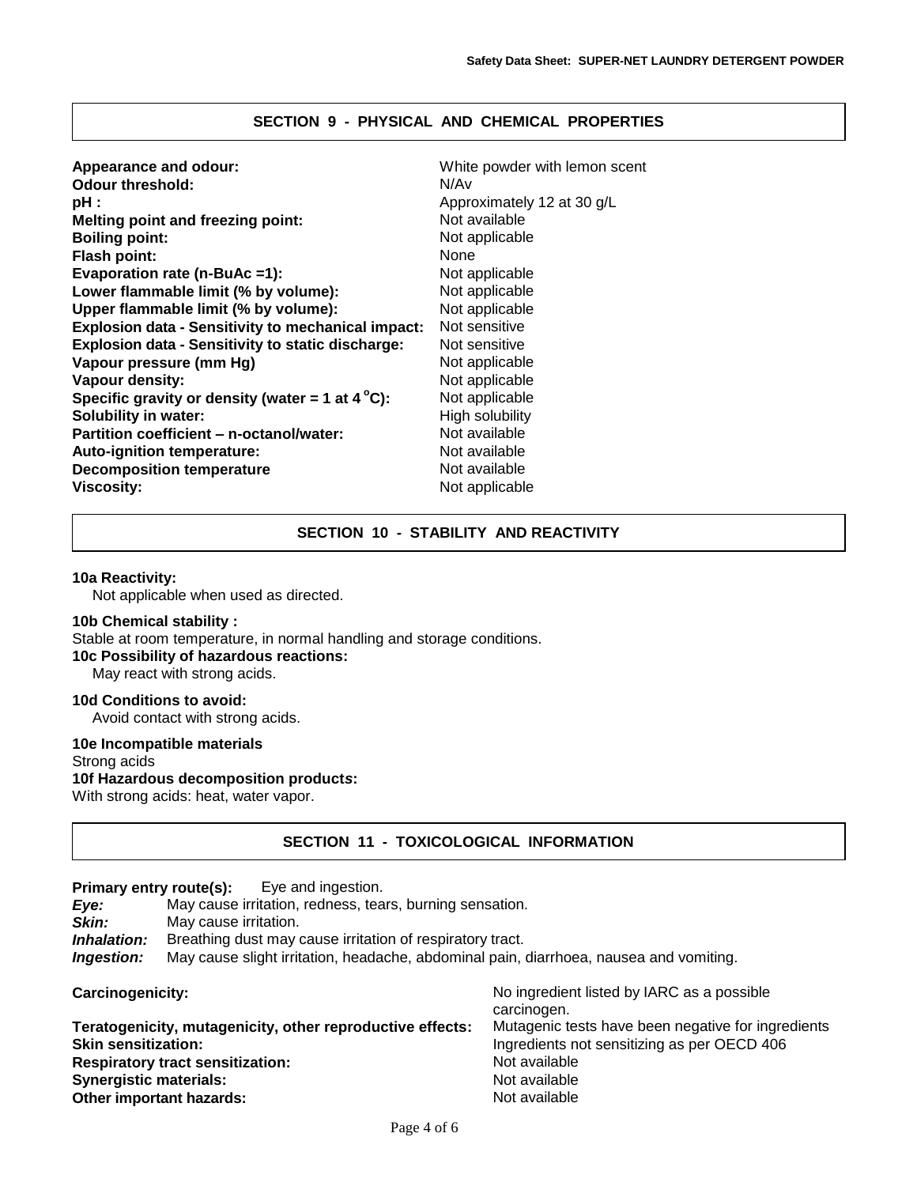## SECTION 9 - PHYSICAL AND CHEMICAL PROPERTIES

| Property | Value |
|---|---|
| **Appearance and odour:** | White powder with lemon scent |
| **Odour threshold:** | N/Av |
| **pH :** | Approximately 12 at 30 g/L |
| **Melting point and freezing point:** | Not available |
| **Boiling point:** | Not applicable |
| **Flash point:** | None |
| **Evaporation rate (n-BuAc =1):** | Not applicable |
| **Lower flammable limit (% by volume):** | Not applicable |
| **Upper flammable limit (% by volume):** | Not applicable |
| **Explosion data - Sensitivity to mechanical impact:** | Not sensitive |
| **Explosion data - Sensitivity to static discharge:** | Not sensitive |
| **Vapour pressure (mm Hg)** | Not applicable |
| **Vapour density:** | Not applicable |
| **Specific gravity or density (water = 1 at 4 °C):** | Not applicable |
| **Solubility in water:** | High solubility |
| **Partition coefficient – n-octanol/water:** | Not available |
| **Auto-ignition temperature:** | Not available |
| **Decomposition temperature** | Not available |
| **Viscosity:** | Not applicable |

## SECTION 10 - STABILITY AND REACTIVITY

**10a Reactivity:**
Not applicable when used as directed.

**10b Chemical stability :**
Stable at room temperature, in normal handling and storage conditions.

**10c Possibility of hazardous reactions:**
May react with strong acids.

**10d Conditions to avoid:**
Avoid contact with strong acids.

**10e Incompatible materials**
Strong acids

**10f Hazardous decomposition products:**
With strong acids: heat, water vapor.

## SECTION 11 - TOXICOLOGICAL INFORMATION

**Primary entry route(s):** Eye and ingestion.

***Eye:*** May cause irritation, redness, tears, burning sensation.
***Skin:*** May cause irritation.
***Inhalation:*** Breathing dust may cause irritation of respiratory tract.
***Ingestion:*** May cause slight irritation, headache, abdominal pain, diarrhoea, nausea and vomiting.

| Property | Value |
|---|---|
| **Carcinogenicity:** | No ingredient listed by IARC as a possible carcinogen. |
| **Teratogenicity, mutagenicity, other reproductive effects:** | Mutagenic tests have been negative for ingredients |
| **Skin sensitization:** | Ingredients not sensitizing as per OECD 406 |
| **Respiratory tract sensitization:** | Not available |
| **Synergistic materials:** | Not available |
| **Other important hazards:** | Not available |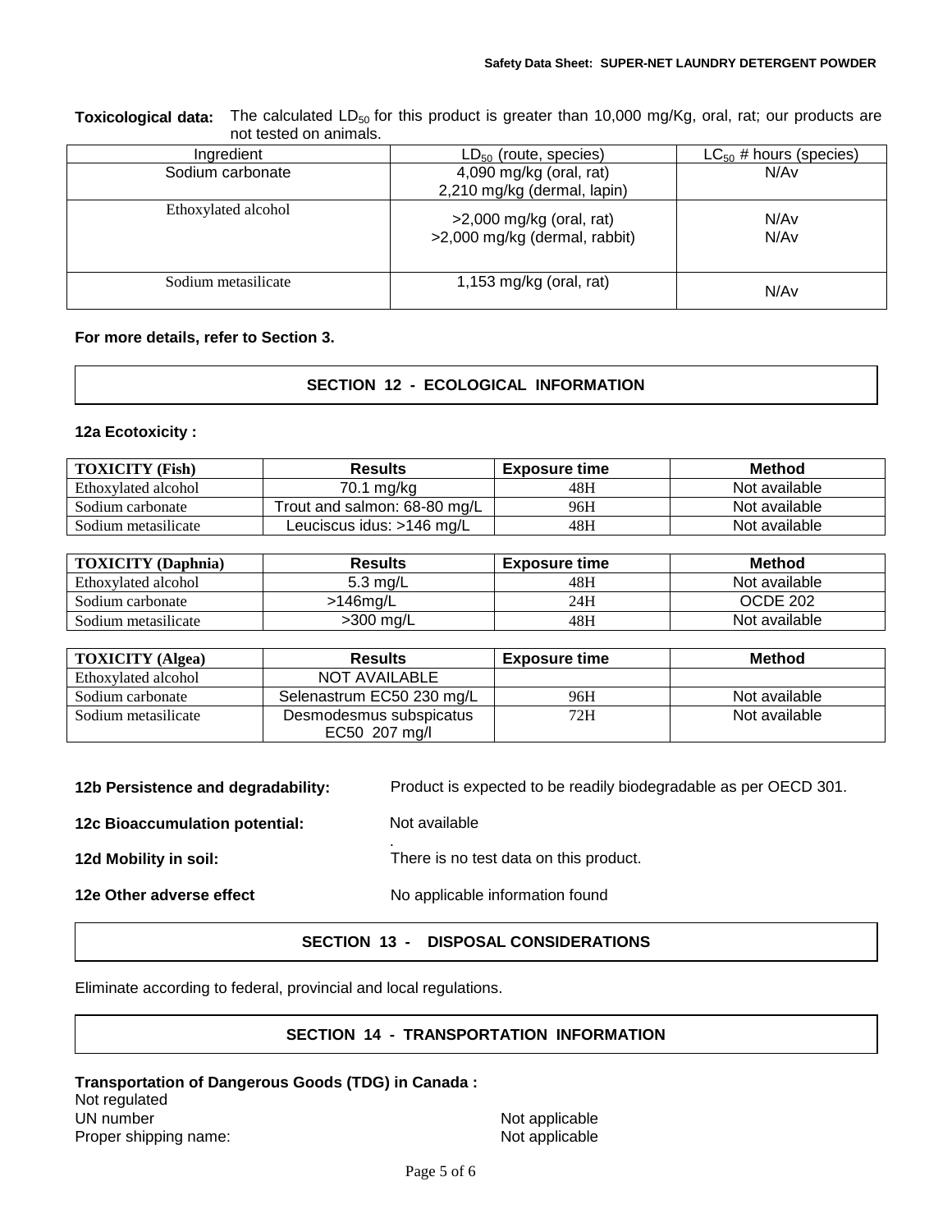**Toxicological data:** The calculated $LD_{50}$ for this product is greater than 10,000 mg/Kg, oral, rat; our products are not tested on animals.

| Ingredient | $LD_{50}$ (route, species) | $LC_{50}$ # hours (species) |
|---|---|---|
| Sodium carbonate | 4,090 mg/kg (oral, rat)<br>2,210 mg/kg (dermal, lapin) | N/Av |
| Ethoxylated alcohol | >2,000 mg/kg (oral, rat)<br>>2,000 mg/kg (dermal, rabbit) | N/Av<br>N/Av |
| Sodium metasilicate | 1,153 mg/kg (oral, rat) | N/Av |

**For more details, refer to Section 3.**

## SECTION 12 - ECOLOGICAL INFORMATION

**12a Ecotoxicity :**

| TOXICITY (Fish) | Results | Exposure time | Method |
|---|---|---|---|
| Ethoxylated alcohol | 70.1 mg/kg | 48H | Not available |
| Sodium carbonate | Trout and salmon: 68-80 mg/L | 96H | Not available |
| Sodium metasilicate | Leuciscus idus: >146 mg/L | 48H | Not available |

| TOXICITY (Daphnia) | Results | Exposure time | Method |
|---|---|---|---|
| Ethoxylated alcohol | 5.3 mg/L | 48H | Not available |
| Sodium carbonate | >146mg/L | 24H | OCDE 202 |
| Sodium metasilicate | >300 mg/L | 48H | Not available |

| TOXICITY (Algea) | Results | Exposure time | Method |
|---|---|---|---|
| Ethoxylated alcohol | NOT AVAILABLE | | |
| Sodium carbonate | Selenastrum EC50 230 mg/L | 96H | Not available |
| Sodium metasilicate | Desmodesmus subspicatus EC50 207 mg/l | 72H | Not available |

**12b Persistence and degradability:** Product is expected to be readily biodegradable as per OECD 301.

**12c Bioaccumulation potential:** Not available

**12d Mobility in soil:** There is no test data on this product.

**12e Other adverse effect** No applicable information found

## SECTION 13 - DISPOSAL CONSIDERATIONS

Eliminate according to federal, provincial and local regulations.

## SECTION 14 - TRANSPORTATION INFORMATION

**Transportation of Dangerous Goods (TDG) in Canada :**

Not regulated

UN number: Not applicable

Proper shipping name: Not applicable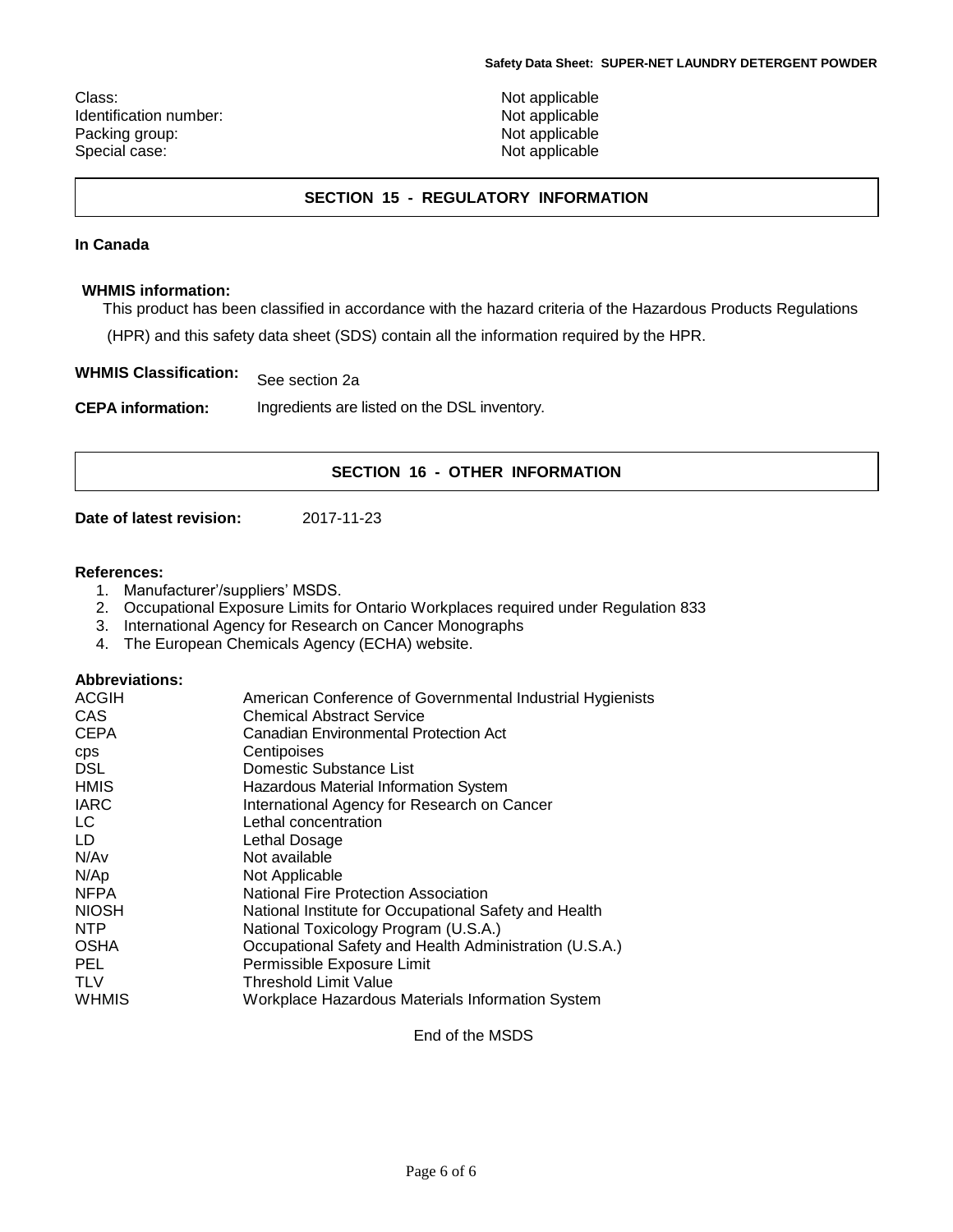| | |
|---|---|
| Class: | Not applicable |
| Identification number: | Not applicable |
| Packing group: | Not applicable |
| Special case: | Not applicable |

## SECTION 15 - REGULATORY INFORMATION

**In Canada**

**WHMIS information:**

This product has been classified in accordance with the hazard criteria of the Hazardous Products Regulations (HPR) and this safety data sheet (SDS) contain all the information required by the HPR.

**WHMIS Classification:** See section 2a

**CEPA information:** Ingredients are listed on the DSL inventory.

## SECTION 16 - OTHER INFORMATION

**Date of latest revision:** 2017-11-23

**References:**

1. Manufacturer'/suppliers' MSDS.
2. Occupational Exposure Limits for Ontario Workplaces required under Regulation 833
3. International Agency for Research on Cancer Monographs
4. The European Chemicals Agency (ECHA) website.

**Abbreviations:**

| | |
|---|---|
| ACGIH | American Conference of Governmental Industrial Hygienists |
| CAS | Chemical Abstract Service |
| CEPA | Canadian Environmental Protection Act |
| cps | Centipoises |
| DSL | Domestic Substance List |
| HMIS | Hazardous Material Information System |
| IARC | International Agency for Research on Cancer |
| LC | Lethal concentration |
| LD | Lethal Dosage |
| N/Av | Not available |
| N/Ap | Not Applicable |
| NFPA | National Fire Protection Association |
| NIOSH | National Institute for Occupational Safety and Health |
| NTP | National Toxicology Program (U.S.A.) |
| OSHA | Occupational Safety and Health Administration (U.S.A.) |
| PEL | Permissible Exposure Limit |
| TLV | Threshold Limit Value |
| WHMIS | Workplace Hazardous Materials Information System |

End of the MSDS